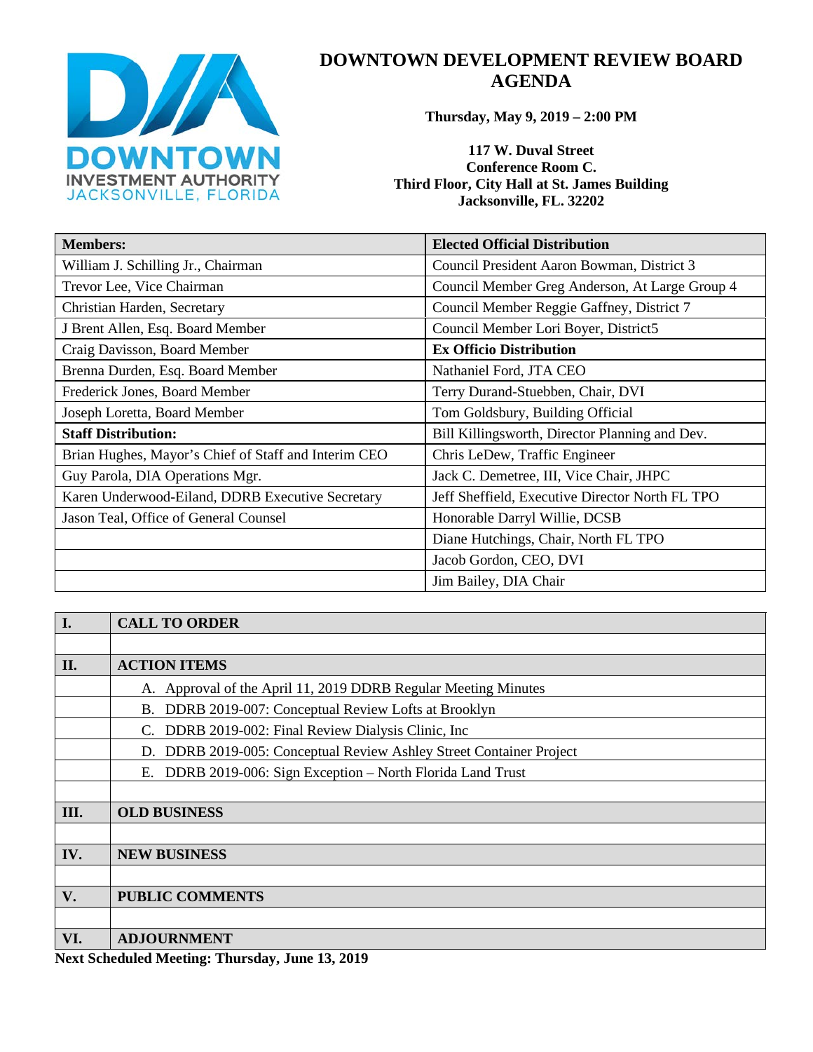# DOWNTOWN DEVELOPMENT REVIEW BOARD AGENDA

**Thursday, May 9, 2019 – 2:00 PM**

**117 W. Duval Street**
**Conference Room C.**
**Third Floor, City Hall at St. James Building**
**Jacksonville, FL. 32202**

| **Members:** | **Elected Official Distribution** |
|---|---|
| William J. Schilling Jr., Chairman | Council President Aaron Bowman, District 3 |
| Trevor Lee, Vice Chairman | Council Member Greg Anderson, At Large Group 4 |
| Christian Harden, Secretary | Council Member Reggie Gaffney, District 7 |
| J Brent Allen, Esq. Board Member | Council Member Lori Boyer, District5 |
| Craig Davisson, Board Member | **Ex Officio Distribution** |
| Brenna Durden, Esq. Board Member | Nathaniel Ford, JTA CEO |
| Frederick Jones, Board Member | Terry Durand-Stuebben, Chair, DVI |
| Joseph Loretta, Board Member | Tom Goldsbury, Building Official |
| **Staff Distribution:** | Bill Killingsworth, Director Planning and Dev. |
| Brian Hughes, Mayor's Chief of Staff and Interim CEO | Chris LeDew, Traffic Engineer |
| Guy Parola, DIA Operations Mgr. | Jack C. Demetree, III, Vice Chair, JHPC |
| Karen Underwood-Eiland, DDRB Executive Secretary | Jeff Sheffield, Executive Director North FL TPO |
| Jason Teal, Office of General Counsel | Honorable Darryl Willie, DCSB |
| | Diane Hutchings, Chair, North FL TPO |
| | Jacob Gordon, CEO, DVI |
| | Jim Bailey, DIA Chair |

| **I.** | **CALL TO ORDER** |
|---|---|
| | |
| **II.** | **ACTION ITEMS** |
| | A. Approval of the April 11, 2019 DDRB Regular Meeting Minutes |
| | B. DDRB 2019-007: Conceptual Review Lofts at Brooklyn |
| | C. DDRB 2019-002: Final Review Dialysis Clinic, Inc |
| | D. DDRB 2019-005: Conceptual Review Ashley Street Container Project |
| | E. DDRB 2019-006: Sign Exception – North Florida Land Trust |
| | |
| **III.** | **OLD BUSINESS** |
| | |
| **IV.** | **NEW BUSINESS** |
| | |
| **V.** | **PUBLIC COMMENTS** |
| | |
| **VI.** | **ADJOURNMENT** |

**Next Scheduled Meeting: Thursday, June 13, 2019**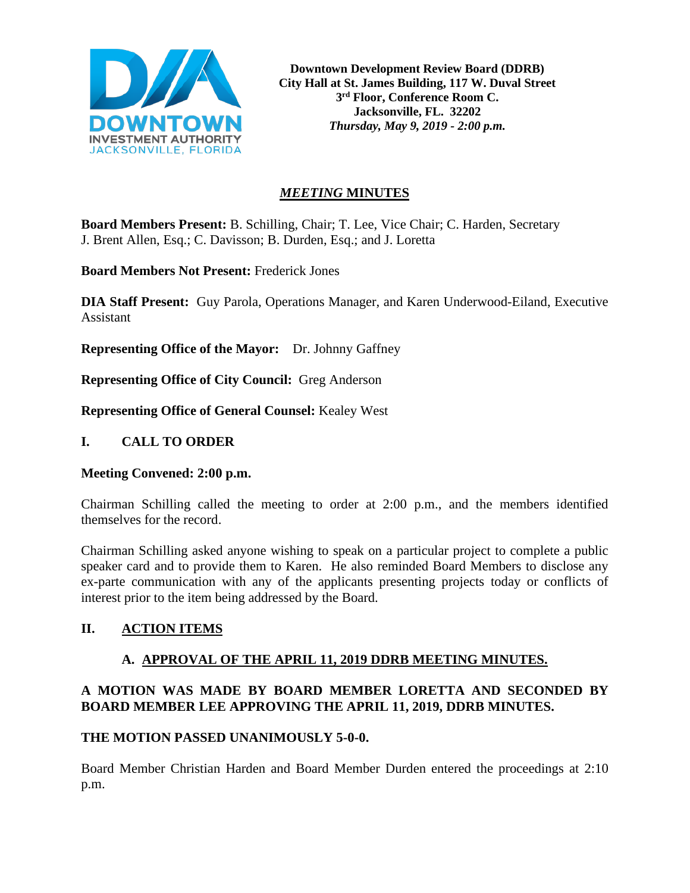**Downtown Development Review Board (DDRB)**
**City Hall at St. James Building, 117 W. Duval Street**
**3rd Floor, Conference Room C.**
**Jacksonville, FL. 32202**
***Thursday, May 9, 2019 - 2:00 p.m.***

## *MEETING* MINUTES

**Board Members Present:** B. Schilling, Chair; T. Lee, Vice Chair; C. Harden, Secretary J. Brent Allen, Esq.; C. Davisson; B. Durden, Esq.; and J. Loretta

**Board Members Not Present:** Frederick Jones

**DIA Staff Present:** Guy Parola, Operations Manager, and Karen Underwood-Eiland, Executive Assistant

**Representing Office of the Mayor:** Dr. Johnny Gaffney

**Representing Office of City Council:** Greg Anderson

**Representing Office of General Counsel:** Kealey West

## I. CALL TO ORDER

**Meeting Convened: 2:00 p.m.**

Chairman Schilling called the meeting to order at 2:00 p.m., and the members identified themselves for the record.

Chairman Schilling asked anyone wishing to speak on a particular project to complete a public speaker card and to provide them to Karen. He also reminded Board Members to disclose any ex-parte communication with any of the applicants presenting projects today or conflicts of interest prior to the item being addressed by the Board.

## II. ACTION ITEMS

### A. APPROVAL OF THE APRIL 11, 2019 DDRB MEETING MINUTES.

**A MOTION WAS MADE BY BOARD MEMBER LORETTA AND SECONDED BY BOARD MEMBER LEE APPROVING THE APRIL 11, 2019, DDRB MINUTES.**

**THE MOTION PASSED UNANIMOUSLY 5-0-0.**

Board Member Christian Harden and Board Member Durden entered the proceedings at 2:10 p.m.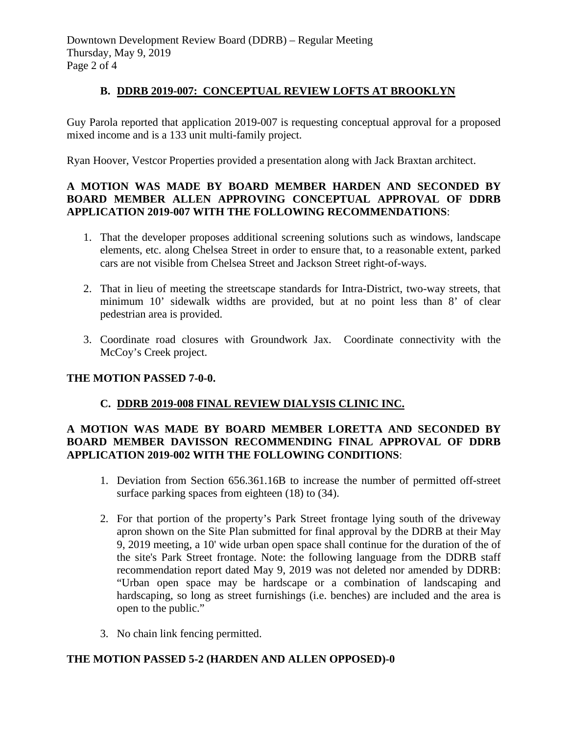### B. DDRB 2019-007: CONCEPTUAL REVIEW LOFTS AT BROOKLYN

Guy Parola reported that application 2019-007 is requesting conceptual approval for a proposed mixed income and is a 133 unit multi-family project.

Ryan Hoover, Vestcor Properties provided a presentation along with Jack Braxtan architect.

**A MOTION WAS MADE BY BOARD MEMBER HARDEN AND SECONDED BY BOARD MEMBER ALLEN APPROVING CONCEPTUAL APPROVAL OF DDRB APPLICATION 2019-007 WITH THE FOLLOWING RECOMMENDATIONS**:

1. That the developer proposes additional screening solutions such as windows, landscape elements, etc. along Chelsea Street in order to ensure that, to a reasonable extent, parked cars are not visible from Chelsea Street and Jackson Street right-of-ways.

2. That in lieu of meeting the streetscape standards for Intra-District, two-way streets, that minimum 10' sidewalk widths are provided, but at no point less than 8' of clear pedestrian area is provided.

3. Coordinate road closures with Groundwork Jax. Coordinate connectivity with the McCoy's Creek project.

**THE MOTION PASSED 7-0-0.**

### C. DDRB 2019-008 FINAL REVIEW DIALYSIS CLINIC INC.

**A MOTION WAS MADE BY BOARD MEMBER LORETTA AND SECONDED BY BOARD MEMBER DAVISSON RECOMMENDING FINAL APPROVAL OF DDRB APPLICATION 2019-002 WITH THE FOLLOWING CONDITIONS**:

1. Deviation from Section 656.361.16B to increase the number of permitted off-street surface parking spaces from eighteen (18) to (34).

2. For that portion of the property's Park Street frontage lying south of the driveway apron shown on the Site Plan submitted for final approval by the DDRB at their May 9, 2019 meeting, a 10' wide urban open space shall continue for the duration of the of the site's Park Street frontage. Note: the following language from the DDRB staff recommendation report dated May 9, 2019 was not deleted nor amended by DDRB: "Urban open space may be hardscape or a combination of landscaping and hardscaping, so long as street furnishings (i.e. benches) are included and the area is open to the public."

3. No chain link fencing permitted.

**THE MOTION PASSED 5-2 (HARDEN AND ALLEN OPPOSED)-0**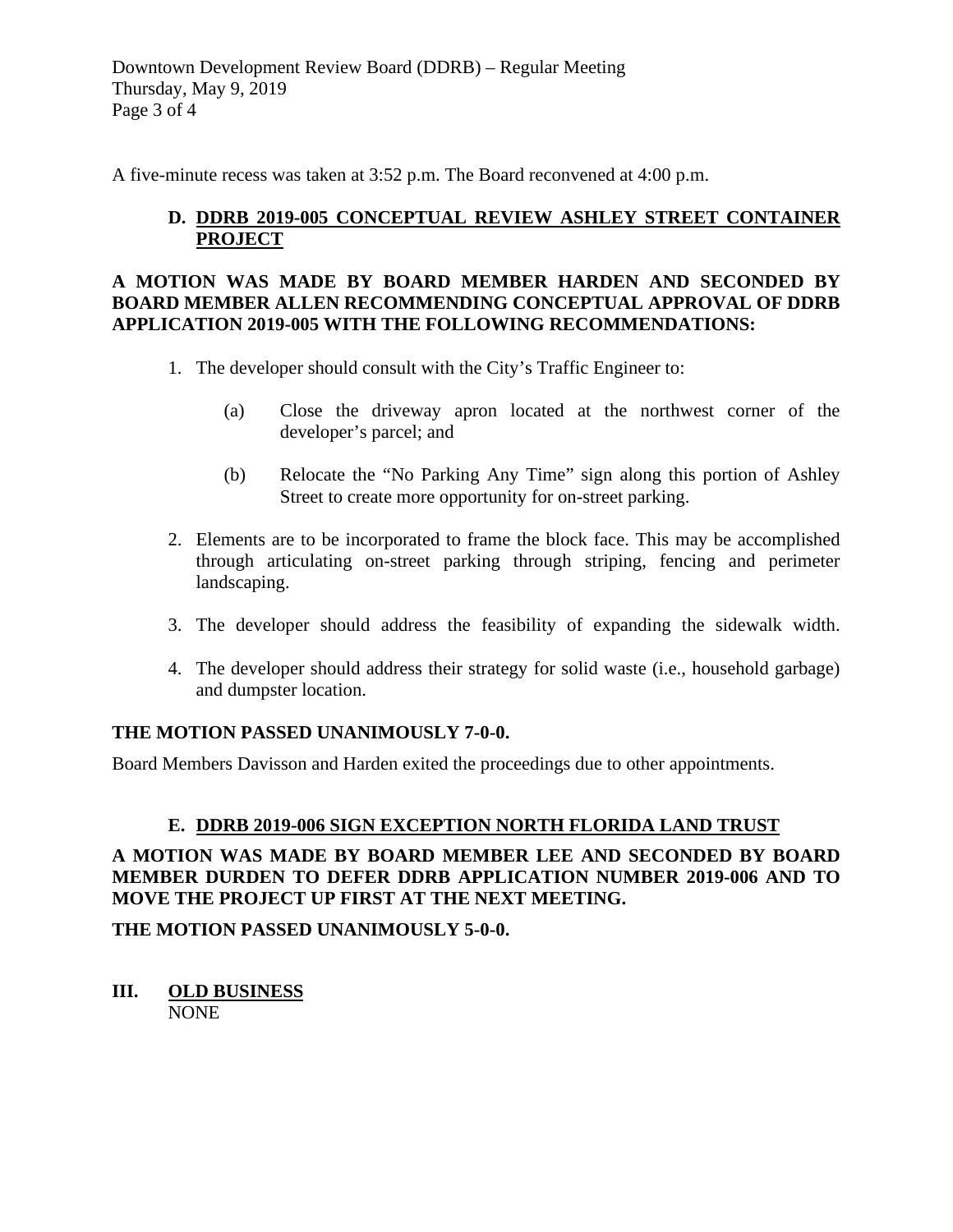A five-minute recess was taken at 3:52 p.m. The Board reconvened at 4:00 p.m.

**D. DDRB 2019-005 CONCEPTUAL REVIEW ASHLEY STREET CONTAINER PROJECT**

**A MOTION WAS MADE BY BOARD MEMBER HARDEN AND SECONDED BY BOARD MEMBER ALLEN RECOMMENDING CONCEPTUAL APPROVAL OF DDRB APPLICATION 2019-005 WITH THE FOLLOWING RECOMMENDATIONS:**

1. The developer should consult with the City's Traffic Engineer to:

   (a) Close the driveway apron located at the northwest corner of the developer's parcel; and

   (b) Relocate the "No Parking Any Time" sign along this portion of Ashley Street to create more opportunity for on-street parking.

2. Elements are to be incorporated to frame the block face. This may be accomplished through articulating on-street parking through striping, fencing and perimeter landscaping.

3. The developer should address the feasibility of expanding the sidewalk width.

4. The developer should address their strategy for solid waste (i.e., household garbage) and dumpster location.

**THE MOTION PASSED UNANIMOUSLY 7-0-0.**

Board Members Davisson and Harden exited the proceedings due to other appointments.

**E. DDRB 2019-006 SIGN EXCEPTION NORTH FLORIDA LAND TRUST**

**A MOTION WAS MADE BY BOARD MEMBER LEE AND SECONDED BY BOARD MEMBER DURDEN TO DEFER DDRB APPLICATION NUMBER 2019-006 AND TO MOVE THE PROJECT UP FIRST AT THE NEXT MEETING.**

**THE MOTION PASSED UNANIMOUSLY 5-0-0.**

## III. OLD BUSINESS

NONE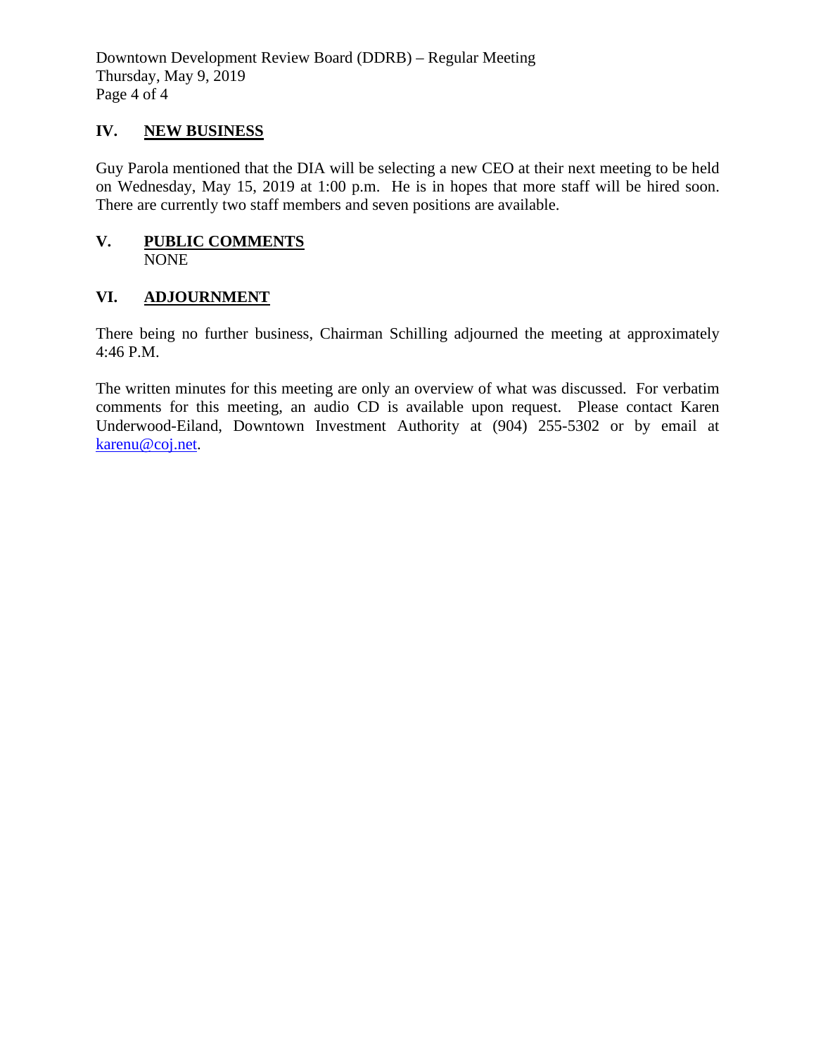## IV. NEW BUSINESS

Guy Parola mentioned that the DIA will be selecting a new CEO at their next meeting to be held on Wednesday, May 15, 2019 at 1:00 p.m. He is in hopes that more staff will be hired soon. There are currently two staff members and seven positions are available.

## V. PUBLIC COMMENTS

NONE

## VI. ADJOURNMENT

There being no further business, Chairman Schilling adjourned the meeting at approximately 4:46 P.M.

The written minutes for this meeting are only an overview of what was discussed. For verbatim comments for this meeting, an audio CD is available upon request. Please contact Karen Underwood-Eiland, Downtown Investment Authority at (904) 255-5302 or by email at karenu@coj.net.